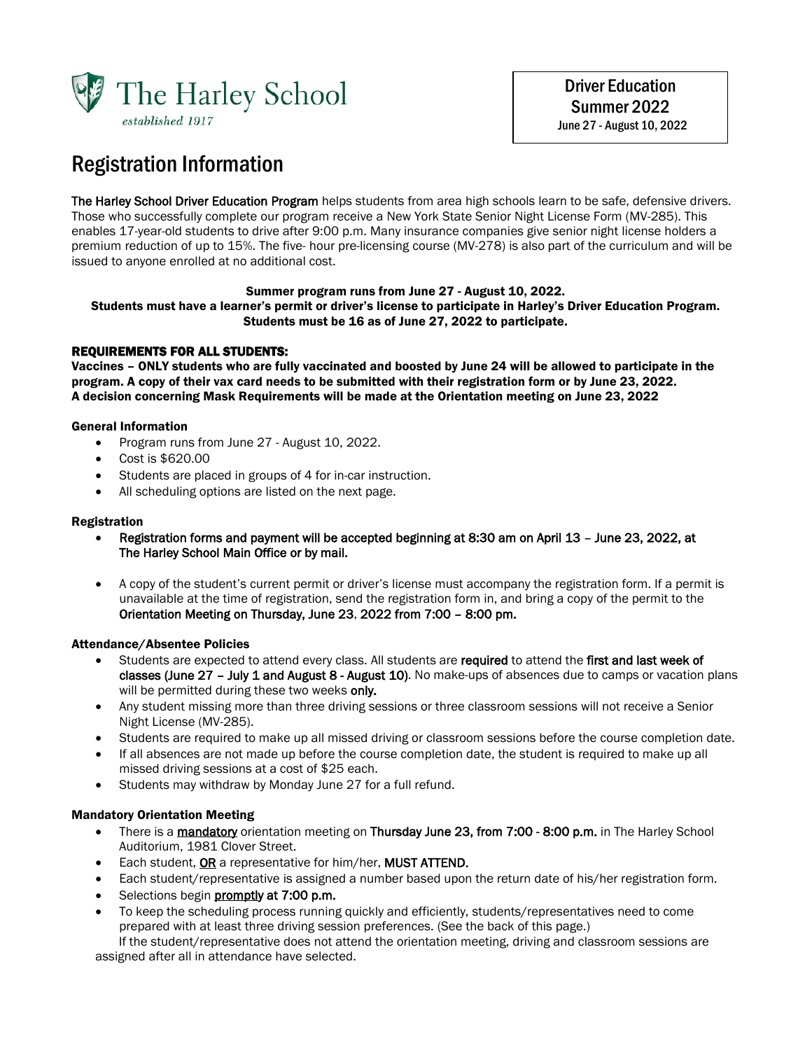The Harley School
*established 1917*

**Driver Education**
**Summer 2022**
June 27 - August 10, 2022

# Registration Information

**The Harley School Driver Education Program** helps students from area high schools learn to be safe, defensive drivers. Those who successfully complete our program receive a New York State Senior Night License Form (MV-285). This enables 17-year-old students to drive after 9:00 p.m. Many insurance companies give senior night license holders a premium reduction of up to 15%. The five- hour pre-licensing course (MV-278) is also part of the curriculum and will be issued to anyone enrolled at no additional cost.

**Summer program runs from June 27 - August 10, 2022.**
**Students must have a learner's permit or driver's license to participate in Harley's Driver Education Program.**
**Students must be 16 as of June 27, 2022 to participate.**

### REQUIREMENTS FOR ALL STUDENTS:

**Vaccines – ONLY students who are fully vaccinated and boosted by June 24 will be allowed to participate in the program. A copy of their vax card needs to be submitted with their registration form or by June 23, 2022.**
**A decision concerning Mask Requirements will be made at the Orientation meeting on June 23, 2022**

### General Information

- Program runs from June 27 - August 10, 2022.
- Cost is $620.00
- Students are placed in groups of 4 for in-car instruction.
- All scheduling options are listed on the next page.

### Registration

- **Registration forms and payment will be accepted beginning at 8:30 am on April 13 – June 23, 2022, at The Harley School Main Office or by mail.**
- A copy of the student's current permit or driver's license must accompany the registration form. If a permit is unavailable at the time of registration, send the registration form in, and bring a copy of the permit to the **Orientation Meeting on Thursday, June 23, 2022 from 7:00 – 8:00 pm.**

### Attendance/Absentee Policies

- Students are expected to attend every class. All students are **required** to attend the **first and last week of classes (June 27 – July 1 and August 8 - August 10)**. No make-ups of absences due to camps or vacation plans will be permitted during these two weeks **only.**
- Any student missing more than three driving sessions or three classroom sessions will not receive a Senior Night License (MV-285).
- Students are required to make up all missed driving or classroom sessions before the course completion date.
- If all absences are not made up before the course completion date, the student is required to make up all missed driving sessions at a cost of $25 each.
- Students may withdraw by Monday June 27 for a full refund.

### Mandatory Orientation Meeting

- There is a <u>mandatory</u> orientation meeting on **Thursday June 23, from 7:00 - 8:00 p.m.** in The Harley School Auditorium, 1981 Clover Street.
- Each student, <u>OR</u> a representative for him/her, **MUST ATTEND.**
- Each student/representative is assigned a number based upon the return date of his/her registration form.
- Selections begin <u>promptly</u> **at 7:00 p.m.**
- To keep the scheduling process running quickly and efficiently, students/representatives need to come prepared with at least three driving session preferences. (See the back of this page.)

If the student/representative does not attend the orientation meeting, driving and classroom sessions are assigned after all in attendance have selected.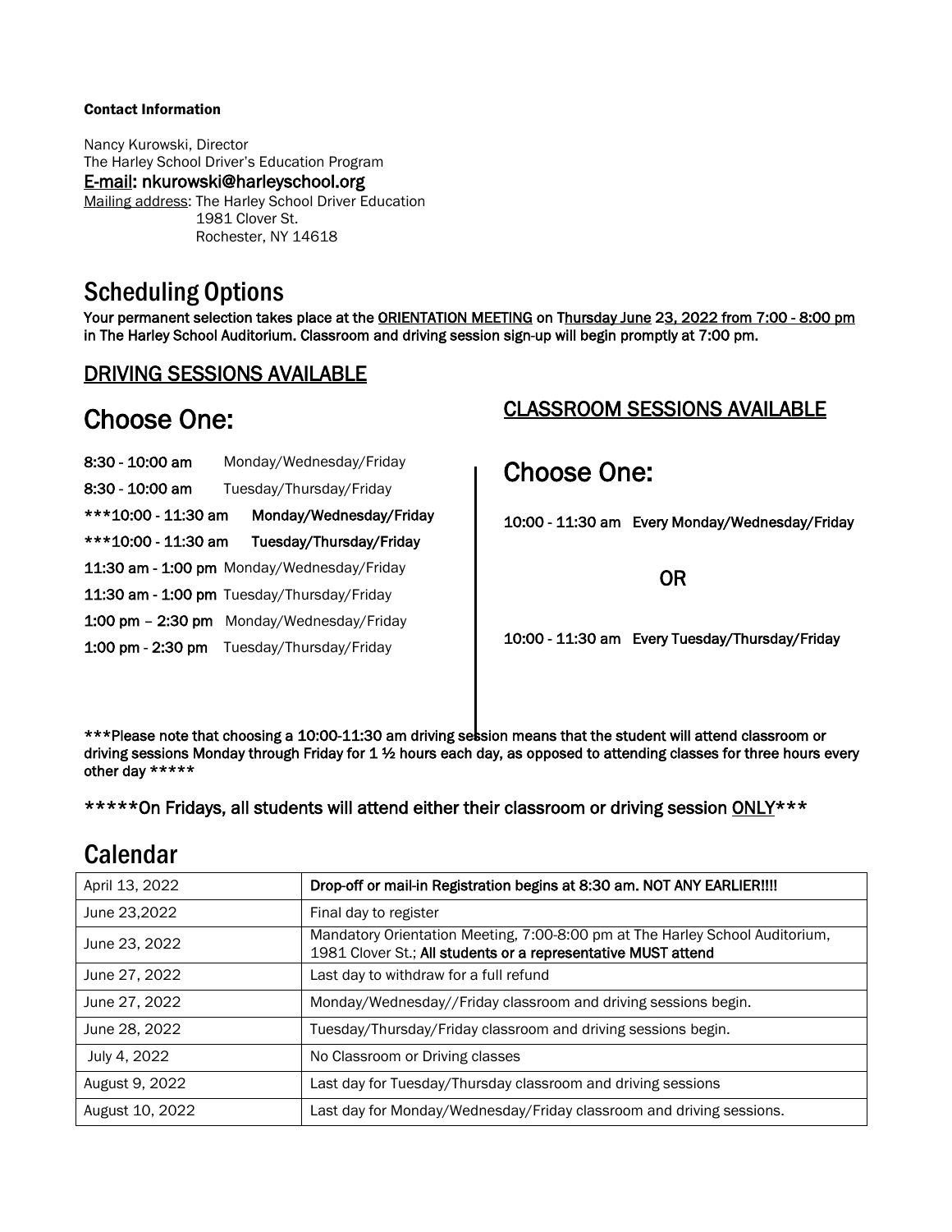**Contact Information**

Nancy Kurowski, Director
The Harley School Driver's Education Program
E-mail: nkurowski@harleyschool.org
Mailing address: The Harley School Driver Education
1981 Clover St.
Rochester, NY 14618

# Scheduling Options

**Your permanent selection takes place at the ORIENTATION MEETING on Thursday June 23, 2022 from 7:00 - 8:00 pm in The Harley School Auditorium. Classroom and driving session sign-up will begin promptly at 7:00 pm.**

## DRIVING SESSIONS AVAILABLE

## Choose One:

**8:30 - 10:00 am** Monday/Wednesday/Friday
**8:30 - 10:00 am** Tuesday/Thursday/Friday
**\*\*\*10:00 - 11:30 am Monday/Wednesday/Friday**
**\*\*\*10:00 - 11:30 am Tuesday/Thursday/Friday**
**11:30 am - 1:00 pm** Monday/Wednesday/Friday
**11:30 am - 1:00 pm** Tuesday/Thursday/Friday
**1:00 pm – 2:30 pm** Monday/Wednesday/Friday
**1:00 pm - 2:30 pm** Tuesday/Thursday/Friday

## CLASSROOM SESSIONS AVAILABLE

## Choose One:

**10:00 - 11:30 am Every Monday/Wednesday/Friday**

**OR**

**10:00 - 11:30 am Every Tuesday/Thursday/Friday**

**\*\*\*Please note that choosing a 10:00-11:30 am driving session means that the student will attend classroom or driving sessions Monday through Friday for 1 ½ hours each day, as opposed to attending classes for three hours every other day \*\*\*\*\***

**\*\*\*\*\*On Fridays, all students will attend either their classroom or driving session ONLY\*\*\***

# Calendar

| | |
|---|---|
| April 13, 2022 | **Drop-off or mail-in Registration begins at 8:30 am. NOT ANY EARLIER!!!!** |
| June 23,2022 | Final day to register |
| June 23, 2022 | Mandatory Orientation Meeting, 7:00-8:00 pm at The Harley School Auditorium, 1981 Clover St.; **All students or a representative MUST attend** |
| June 27, 2022 | Last day to withdraw for a full refund |
| June 27, 2022 | Monday/Wednesday//Friday classroom and driving sessions begin. |
| June 28, 2022 | Tuesday/Thursday/Friday classroom and driving sessions begin. |
| July 4, 2022 | No Classroom or Driving classes |
| August 9, 2022 | Last day for Tuesday/Thursday classroom and driving sessions |
| August 10, 2022 | Last day for Monday/Wednesday/Friday classroom and driving sessions. |